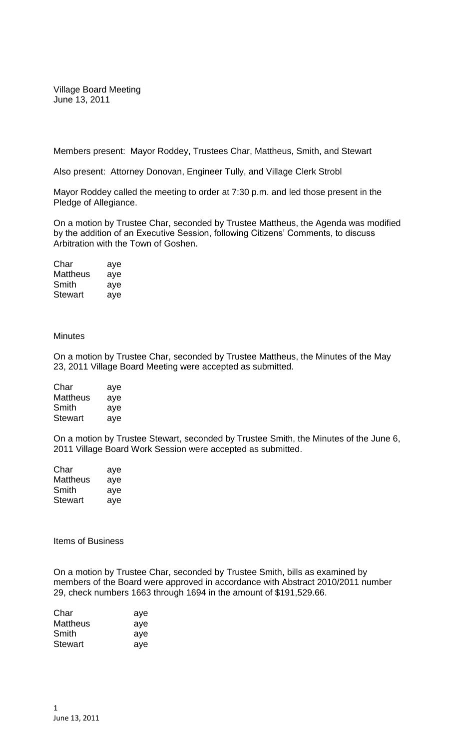Village Board Meeting
June 13, 2011

Members present: Mayor Roddey, Trustees Char, Mattheus, Smith, and Stewart

Also present: Attorney Donovan, Engineer Tully, and Village Clerk Strobl

Mayor Roddey called the meeting to order at 7:30 p.m. and led those present in the Pledge of Allegiance.

On a motion by Trustee Char, seconded by Trustee Mattheus, the Agenda was modified by the addition of an Executive Session, following Citizens' Comments, to discuss Arbitration with the Town of Goshen.

| | |
|---|---|
| Char | aye |
| Mattheus | aye |
| Smith | aye |
| Stewart | aye |

Minutes

On a motion by Trustee Char, seconded by Trustee Mattheus, the Minutes of the May 23, 2011 Village Board Meeting were accepted as submitted.

| | |
|---|---|
| Char | aye |
| Mattheus | aye |
| Smith | aye |
| Stewart | aye |

On a motion by Trustee Stewart, seconded by Trustee Smith, the Minutes of the June 6, 2011 Village Board Work Session were accepted as submitted.

| | |
|---|---|
| Char | aye |
| Mattheus | aye |
| Smith | aye |
| Stewart | aye |

Items of Business

On a motion by Trustee Char, seconded by Trustee Smith, bills as examined by members of the Board were approved in accordance with Abstract 2010/2011 number 29, check numbers 1663 through 1694 in the amount of $191,529.66.

| | |
|---|---|
| Char | aye |
| Mattheus | aye |
| Smith | aye |
| Stewart | aye |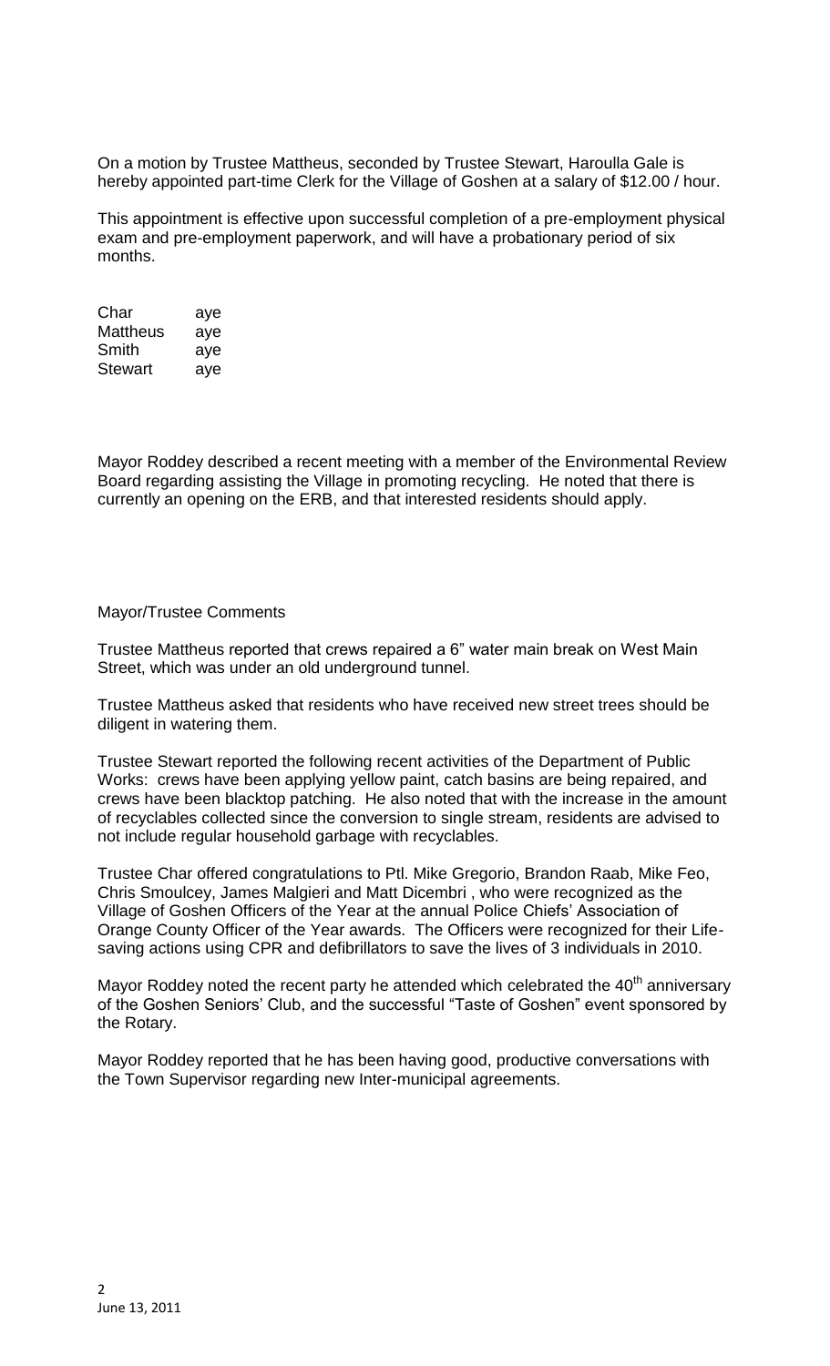On a motion by Trustee Mattheus, seconded by Trustee Stewart, Haroulla Gale is hereby appointed part-time Clerk for the Village of Goshen at a salary of $12.00 / hour.

This appointment is effective upon successful completion of a pre-employment physical exam and pre-employment paperwork, and will have a probationary period of six months.

| | |
|---|---|
| Char | aye |
| Mattheus | aye |
| Smith | aye |
| Stewart | aye |

Mayor Roddey described a recent meeting with a member of the Environmental Review Board regarding assisting the Village in promoting recycling. He noted that there is currently an opening on the ERB, and that interested residents should apply.

Mayor/Trustee Comments

Trustee Mattheus reported that crews repaired a 6" water main break on West Main Street, which was under an old underground tunnel.

Trustee Mattheus asked that residents who have received new street trees should be diligent in watering them.

Trustee Stewart reported the following recent activities of the Department of Public Works: crews have been applying yellow paint, catch basins are being repaired, and crews have been blacktop patching. He also noted that with the increase in the amount of recyclables collected since the conversion to single stream, residents are advised to not include regular household garbage with recyclables.

Trustee Char offered congratulations to Ptl. Mike Gregorio, Brandon Raab, Mike Feo, Chris Smoulcey, James Malgieri and Matt Dicembri , who were recognized as the Village of Goshen Officers of the Year at the annual Police Chiefs' Association of Orange County Officer of the Year awards. The Officers were recognized for their Life-saving actions using CPR and defibrillators to save the lives of 3 individuals in 2010.

Mayor Roddey noted the recent party he attended which celebrated the 40th anniversary of the Goshen Seniors' Club, and the successful "Taste of Goshen" event sponsored by the Rotary.

Mayor Roddey reported that he has been having good, productive conversations with the Town Supervisor regarding new Inter-municipal agreements.

June 13, 2011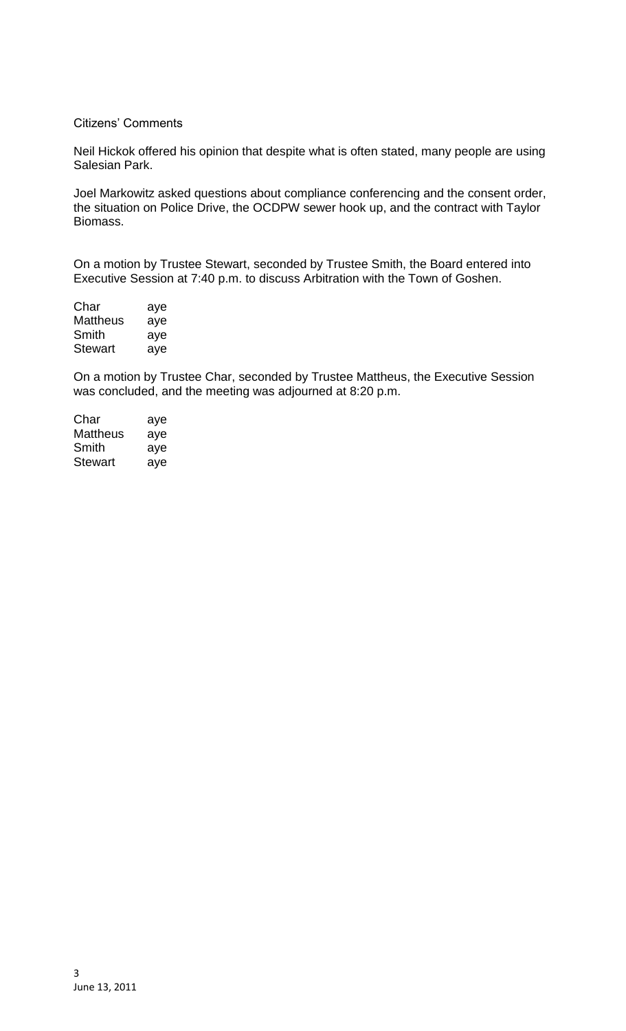Citizens' Comments

Neil Hickok offered his opinion that despite what is often stated, many people are using Salesian Park.

Joel Markowitz asked questions about compliance conferencing and the consent order, the situation on Police Drive, the OCDPW sewer hook up, and the contract with Taylor Biomass.

On a motion by Trustee Stewart, seconded by Trustee Smith, the Board entered into Executive Session at 7:40 p.m. to discuss Arbitration with the Town of Goshen.

| | |
|---|---|
| Char | aye |
| Mattheus | aye |
| Smith | aye |
| Stewart | aye |

On a motion by Trustee Char, seconded by Trustee Mattheus, the Executive Session was concluded, and the meeting was adjourned at 8:20 p.m.

| | |
|---|---|
| Char | aye |
| Mattheus | aye |
| Smith | aye |
| Stewart | aye |